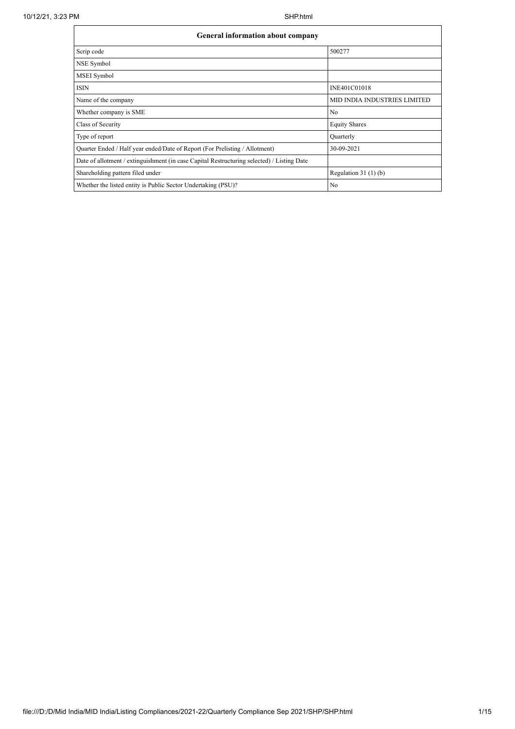| General information about company | |
|---|---|
| Scrip code | 500277 |
| NSE Symbol | |
| MSEI Symbol | |
| ISIN | INE401C01018 |
| Name of the company | MID INDIA INDUSTRIES LIMITED |
| Whether company is SME | No |
| Class of Security | Equity Shares |
| Type of report | Quarterly |
| Quarter Ended / Half year ended/Date of Report (For Prelisting / Allotment) | 30-09-2021 |
| Date of allotment / extinguishment (in case Capital Restructuring selected) / Listing Date | |
| Shareholding pattern filed under | Regulation 31 (1) (b) |
| Whether the listed entity is Public Sector Undertaking (PSU)? | No |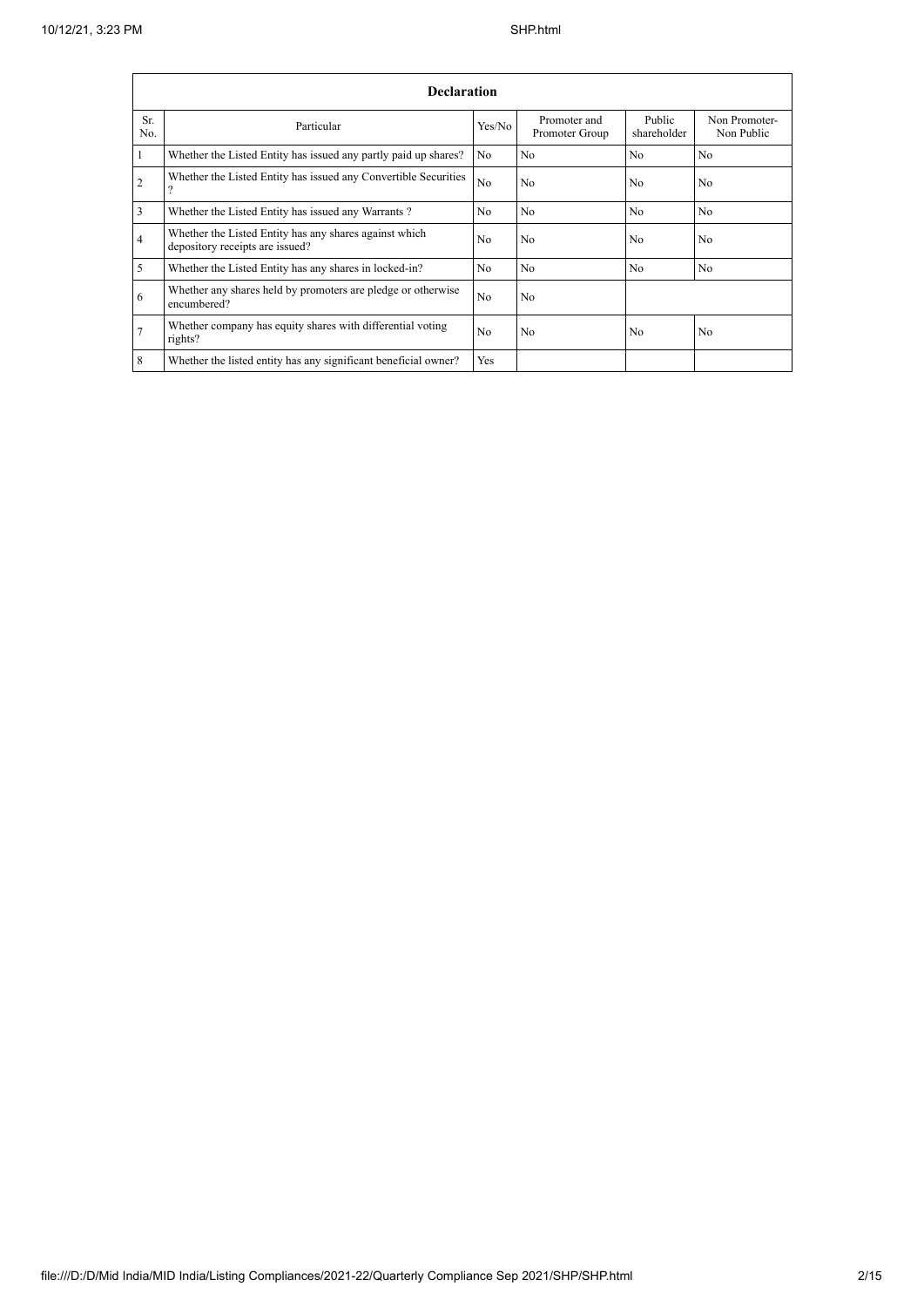| Declaration | | | | | |
|---|---|---|---|---|---|
| Sr. No. | Particular | Yes/No | Promoter and Promoter Group | Public shareholder | Non Promoter- Non Public |
| 1 | Whether the Listed Entity has issued any partly paid up shares? | No | No | No | No |
| 2 | Whether the Listed Entity has issued any Convertible Securities ? | No | No | No | No |
| 3 | Whether the Listed Entity has issued any Warrants ? | No | No | No | No |
| 4 | Whether the Listed Entity has any shares against which depository receipts are issued? | No | No | No | No |
| 5 | Whether the Listed Entity has any shares in locked-in? | No | No | No | No |
| 6 | Whether any shares held by promoters are pledge or otherwise encumbered? | No | No | | |
| 7 | Whether company has equity shares with differential voting rights? | No | No | No | No |
| 8 | Whether the listed entity has any significant beneficial owner? | Yes | | | |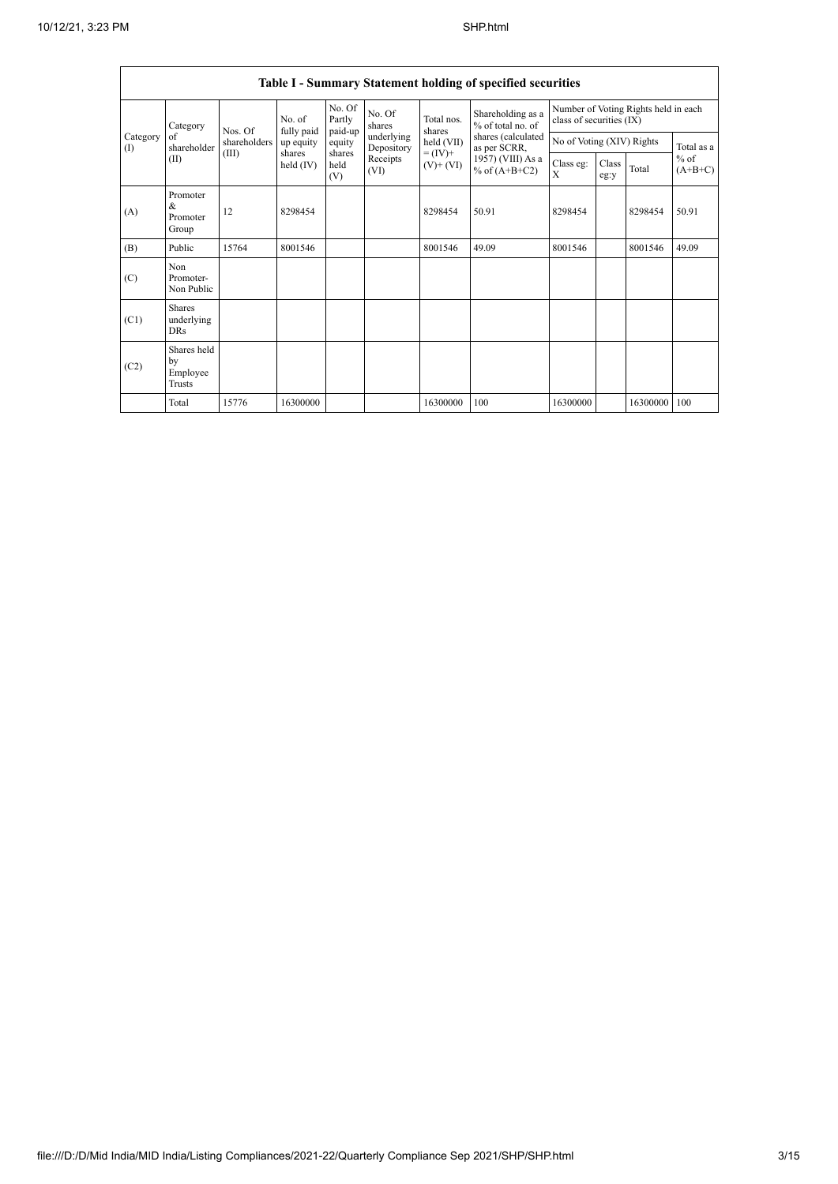## Table I - Summary Statement holding of specified securities

| Category (I) | Category of shareholder (II) | Nos. Of shareholders (III) | No. of fully paid up equity shares held (IV) | No. Of Partly paid-up equity shares held (V) | No. Of shares underlying Depository Receipts (VI) | Total nos. shares held (VII) = (IV)+ (V)+ (VI) | Shareholding as a % of total no. of shares (calculated as per SCRR, 1957) (VIII) As a % of (A+B+C2) | Number of Voting Rights held in each class of securities (IX) | | | |
|---|---|---|---|---|---|---|---|---|---|---|---|
| | | | | | | | | No of Voting (XIV) Rights | | | Total as a % of (A+B+C) |
| | | | | | | | | Class eg: X | Class eg:y | Total | |
| (A) | Promoter & Promoter Group | 12 | 8298454 | | | 8298454 | 50.91 | 8298454 | | 8298454 | 50.91 |
| (B) | Public | 15764 | 8001546 | | | 8001546 | 49.09 | 8001546 | | 8001546 | 49.09 |
| (C) | Non Promoter- Non Public | | | | | | | | | | |
| (C1) | Shares underlying DRs | | | | | | | | | | |
| (C2) | Shares held by Employee Trusts | | | | | | | | | | |
| | Total | 15776 | 16300000 | | | 16300000 | 100 | 16300000 | | 16300000 | 100 |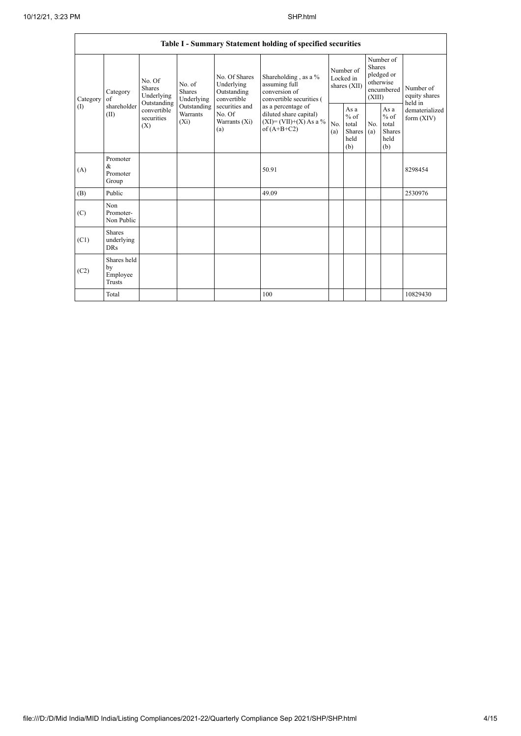| Table I - Summary Statement holding of specified securities | | | | | | | | | | | |
|---|---|---|---|---|---|---|---|---|---|---|---|
| Category (I) | Category of shareholder (II) | No. Of Shares Underlying Outstanding convertible securities (X) | No. of Shares Underlying Outstanding Warrants (Xi) | No. Of Shares Underlying Outstanding convertible securities and No. Of Warrants (Xi) (a) | Shareholding , as a % assuming full conversion of convertible securities ( as a percentage of diluted share capital) (XI)= (VII)+(X) As a % of (A+B+C2) | Number of Locked in shares (XII) | | Number of Shares pledged or otherwise encumbered (XIII) | | Number of equity shares held in dematerialized form (XIV) |
| | | | | | | No. (a) | As a % of total Shares held (b) | No. (a) | As a % of total Shares held (b) | |
| (A) | Promoter & Promoter Group | | | | 50.91 | | | | | 8298454 |
| (B) | Public | | | | 49.09 | | | | | 2530976 |
| (C) | Non Promoter- Non Public | | | | | | | | | |
| (C1) | Shares underlying DRs | | | | | | | | | |
| (C2) | Shares held by Employee Trusts | | | | | | | | | |
| | Total | | | | 100 | | | | | 10829430 |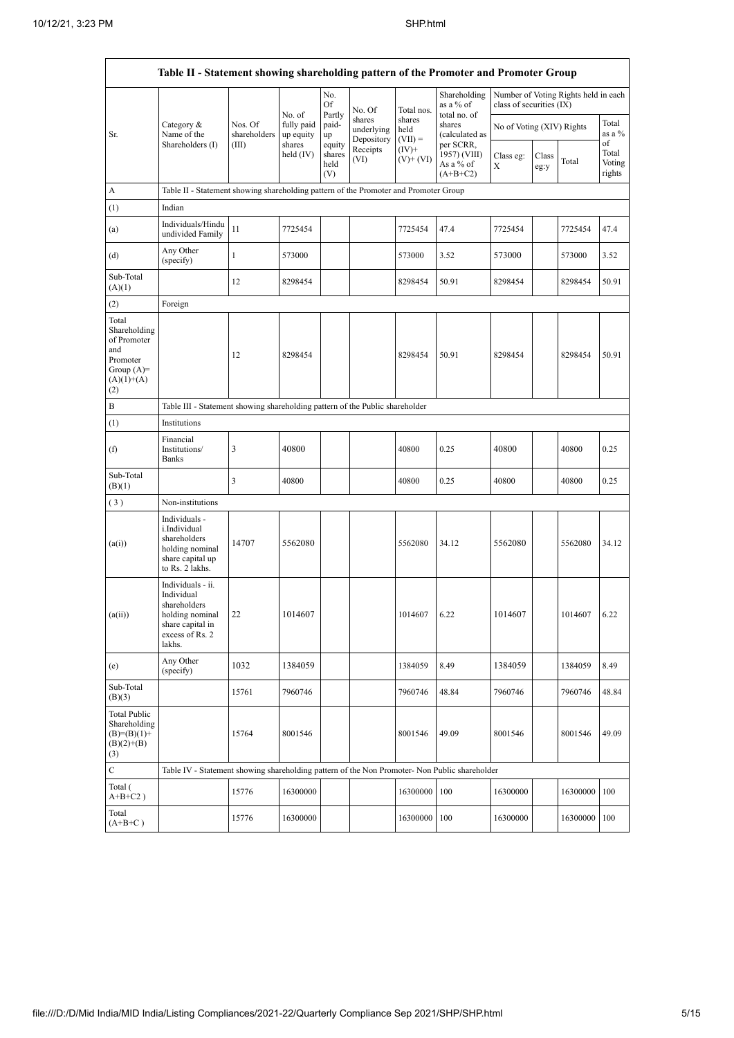| Table II - Statement showing shareholding pattern of the Promoter and Promoter Group | | | | | | | | | | | |
|---|---|---|---|---|---|---|---|---|---|---|---|
| Sr. | Category & Name of the Shareholders (I) | Nos. Of shareholders (III) | No. of fully paid up equity shares held (IV) | No. Of Partly paid-up equity shares held (V) | No. Of shares underlying Depository Receipts (VI) | Total nos. shares held (VII) = (IV)+ (V)+ (VI) | Shareholding as a % of total no. of shares (calculated as per SCRR, 1957) (VIII) As a % of (A+B+C2) | Number of Voting Rights held in each class of securities (IX) | | | |
| | | | | | | | | No of Voting (XIV) Rights | | | Total as a % of Total Voting rights |
| | | | | | | | | Class eg: X | Class eg:y | Total | |
| A | Table II - Statement showing shareholding pattern of the Promoter and Promoter Group | | | | | | | | | | |
| (1) | Indian | | | | | | | | | | |
| (a) | Individuals/Hindu undivided Family | 11 | 7725454 | | | 7725454 | 47.4 | 7725454 | | 7725454 | 47.4 |
| (d) | Any Other (specify) | 1 | 573000 | | | 573000 | 3.52 | 573000 | | 573000 | 3.52 |
| Sub-Total (A)(1) | | 12 | 8298454 | | | 8298454 | 50.91 | 8298454 | | 8298454 | 50.91 |
| (2) | Foreign | | | | | | | | | | |
| Total Shareholding of Promoter and Promoter Group (A)= (A)(1)+(A)(2) | | 12 | 8298454 | | | 8298454 | 50.91 | 8298454 | | 8298454 | 50.91 |
| B | Table III - Statement showing shareholding pattern of the Public shareholder | | | | | | | | | | |
| (1) | Institutions | | | | | | | | | | |
| (f) | Financial Institutions/ Banks | 3 | 40800 | | | 40800 | 0.25 | 40800 | | 40800 | 0.25 |
| Sub-Total (B)(1) | | 3 | 40800 | | | 40800 | 0.25 | 40800 | | 40800 | 0.25 |
| (3) | Non-institutions | | | | | | | | | | |
| (a(i)) | Individuals - i.Individual shareholders holding nominal share capital up to Rs. 2 lakhs. | 14707 | 5562080 | | | 5562080 | 34.12 | 5562080 | | 5562080 | 34.12 |
| (a(ii)) | Individuals - ii. Individual shareholders holding nominal share capital in excess of Rs. 2 lakhs. | 22 | 1014607 | | | 1014607 | 6.22 | 1014607 | | 1014607 | 6.22 |
| (e) | Any Other (specify) | 1032 | 1384059 | | | 1384059 | 8.49 | 1384059 | | 1384059 | 8.49 |
| Sub-Total (B)(3) | | 15761 | 7960746 | | | 7960746 | 48.84 | 7960746 | | 7960746 | 48.84 |
| Total Public Shareholding (B)=(B)(1)+(B)(2)+(B)(3) | | 15764 | 8001546 | | | 8001546 | 49.09 | 8001546 | | 8001546 | 49.09 |
| C | Table IV - Statement showing shareholding pattern of the Non Promoter- Non Public shareholder | | | | | | | | | | |
| Total ( A+B+C2 ) | | 15776 | 16300000 | | | 16300000 | 100 | 16300000 | | 16300000 | 100 |
| Total (A+B+C ) | | 15776 | 16300000 | | | 16300000 | 100 | 16300000 | | 16300000 | 100 |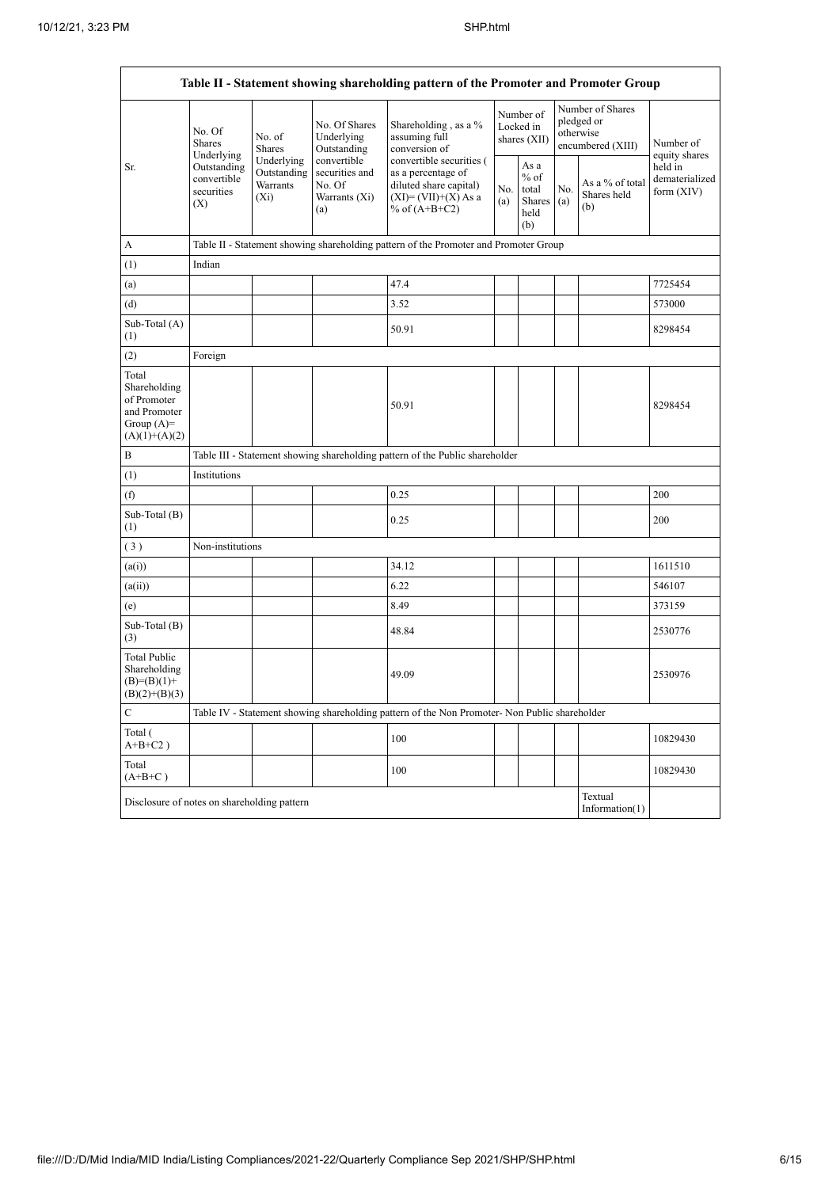| Table II - Statement showing shareholding pattern of the Promoter and Promoter Group | | | | | | | | | |
|---|---|---|---|---|---|---|---|---|---|
| Sr. | No. Of Shares Underlying Outstanding convertible securities (X) | No. of Shares Underlying Outstanding Warrants (Xi) | No. Of Shares Underlying Outstanding convertible securities and No. Of Warrants (Xi) (a) | Shareholding , as a % assuming full conversion of convertible securities ( as a percentage of diluted share capital) (XI)= (VII)+(X) As a % of (A+B+C2) | Number of Locked in shares (XII) | | Number of Shares pledged or otherwise encumbered (XIII) | | Number of equity shares held in dematerialized form (XIV) |
| | | | | | No. (a) | As a % of total Shares held (b) | No. (a) | As a % of total Shares held (b) | |
| A | Table II - Statement showing shareholding pattern of the Promoter and Promoter Group | | | | | | | | |
| (1) | Indian | | | | | | | | |
| (a) | | | | 47.4 | | | | | 7725454 |
| (d) | | | | 3.52 | | | | | 573000 |
| Sub-Total (A) (1) | | | | 50.91 | | | | | 8298454 |
| (2) | Foreign | | | | | | | | |
| Total Shareholding of Promoter and Promoter Group (A)= (A)(1)+(A)(2) | | | | 50.91 | | | | | 8298454 |
| B | Table III - Statement showing shareholding pattern of the Public shareholder | | | | | | | | |
| (1) | Institutions | | | | | | | | |
| (f) | | | | 0.25 | | | | | 200 |
| Sub-Total (B) (1) | | | | 0.25 | | | | | 200 |
| (3) | Non-institutions | | | | | | | | |
| (a(i)) | | | | 34.12 | | | | | 1611510 |
| (a(ii)) | | | | 6.22 | | | | | 546107 |
| (e) | | | | 8.49 | | | | | 373159 |
| Sub-Total (B) (3) | | | | 48.84 | | | | | 2530776 |
| Total Public Shareholding (B)=(B)(1)+(B)(2)+(B)(3) | | | | 49.09 | | | | | 2530976 |
| C | Table IV - Statement showing shareholding pattern of the Non Promoter- Non Public shareholder | | | | | | | | |
| Total ( A+B+C2 ) | | | | 100 | | | | | 10829430 |
| Total (A+B+C ) | | | | 100 | | | | | 10829430 |
| Disclosure of notes on shareholding pattern | | | | | | | | Textual Information(1) | |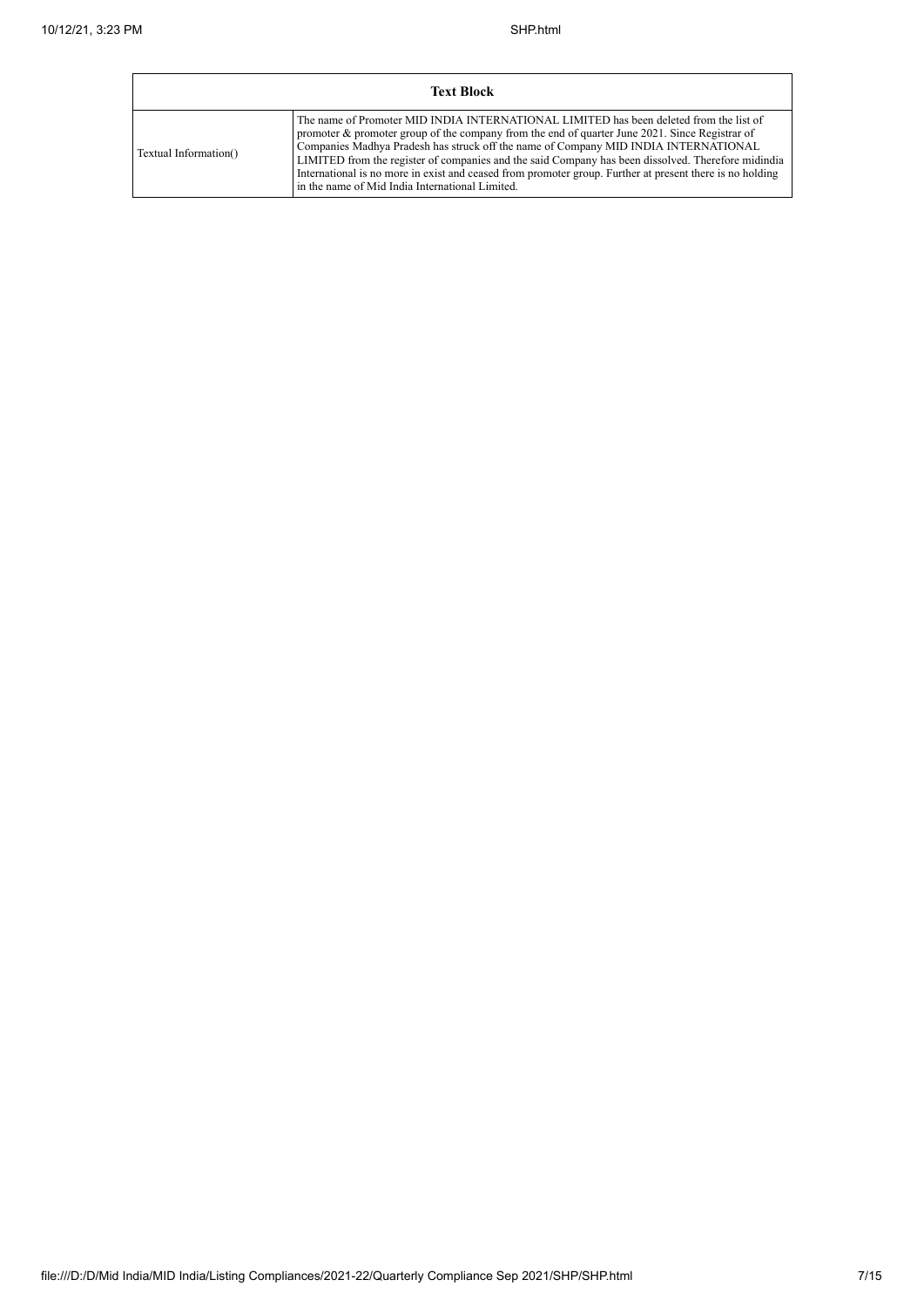| Text Block | |
|---|---|
| Textual Information() | The name of Promoter MID INDIA INTERNATIONAL LIMITED has been deleted from the list of promoter & promoter group of the company from the end of quarter June 2021. Since Registrar of Companies Madhya Pradesh has struck off the name of Company MID INDIA INTERNATIONAL LIMITED from the register of companies and the said Company has been dissolved. Therefore midindia International is no more in exist and ceased from promoter group. Further at present there is no holding in the name of Mid India International Limited. |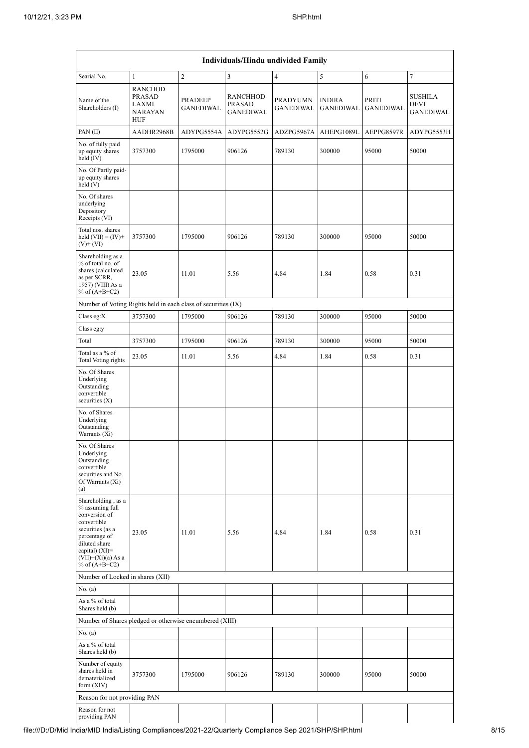| Individuals/Hindu undivided Family | | | | | | | |
|---|---|---|---|---|---|---|---|
| Searial No. | 1 | 2 | 3 | 4 | 5 | 6 | 7 |
| Name of the Shareholders (I) | RANCHOD PRASAD LAXMI NARAYAN HUF | PRADEEP GANEDIWAL | RANCHHOD PRASAD GANEDIWAL | PRADYUMN GANEDIWAL | INDIRA GANEDIWAL | PRITI GANEDIWAL | SUSHILA DEVI GANEDIWAL |
| PAN (II) | AADHR2968B | ADYPG5554A | ADYPG5552G | ADZPG5967A | AHEPG1089L | AEPPG8597R | ADYPG5553H |
| No. of fully paid up equity shares held (IV) | 3757300 | 1795000 | 906126 | 789130 | 300000 | 95000 | 50000 |
| No. Of Partly paid-up equity shares held (V) | | | | | | | |
| No. Of shares underlying Depository Receipts (VI) | | | | | | | |
| Total nos. shares held (VII) = (IV)+(V)+ (VI) | 3757300 | 1795000 | 906126 | 789130 | 300000 | 95000 | 50000 |
| Shareholding as a % of total no. of shares (calculated as per SCRR, 1957) (VIII) As a % of (A+B+C2) | 23.05 | 11.01 | 5.56 | 4.84 | 1.84 | 0.58 | 0.31 |
| Number of Voting Rights held in each class of securities (IX) | | | | | | | |
| Class eg:X | 3757300 | 1795000 | 906126 | 789130 | 300000 | 95000 | 50000 |
| Class eg:y | | | | | | | |
| Total | 3757300 | 1795000 | 906126 | 789130 | 300000 | 95000 | 50000 |
| Total as a % of Total Voting rights | 23.05 | 11.01 | 5.56 | 4.84 | 1.84 | 0.58 | 0.31 |
| No. Of Shares Underlying Outstanding convertible securities (X) | | | | | | | |
| No. of Shares Underlying Outstanding Warrants (Xi) | | | | | | | |
| No. Of Shares Underlying Outstanding convertible securities and No. Of Warrants (Xi) (a) | | | | | | | |
| Shareholding , as a % assuming full conversion of convertible securities (as a percentage of diluted share capital) (XI)= (VII)+(Xi)(a) As a % of (A+B+C2) | 23.05 | 11.01 | 5.56 | 4.84 | 1.84 | 0.58 | 0.31 |
| Number of Locked in shares (XII) | | | | | | | |
| No. (a) | | | | | | | |
| As a % of total Shares held (b) | | | | | | | |
| Number of Shares pledged or otherwise encumbered (XIII) | | | | | | | |
| No. (a) | | | | | | | |
| As a % of total Shares held (b) | | | | | | | |
| Number of equity shares held in dematerialized form (XIV) | 3757300 | 1795000 | 906126 | 789130 | 300000 | 95000 | 50000 |
| Reason for not providing PAN | | | | | | | |
| Reason for not providing PAN | | | | | | | |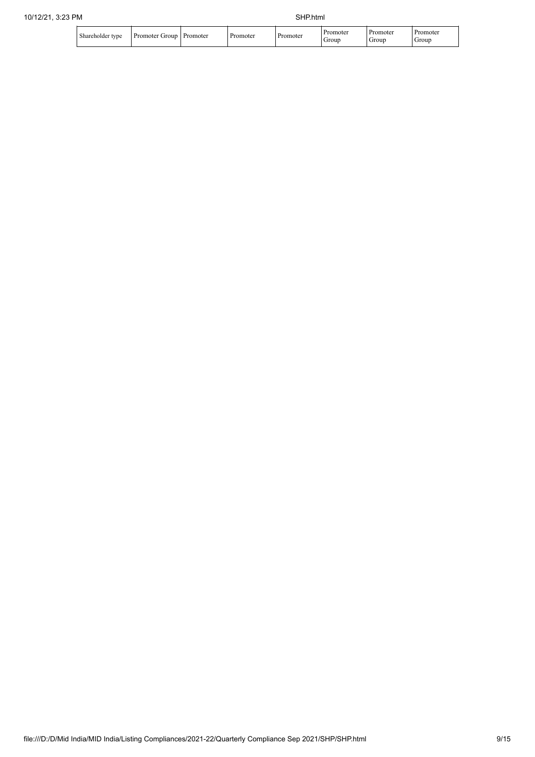| Shareholder type | Promoter Group | Promoter | Promoter | Promoter | Promoter Group | Promoter Group | Promoter Group |
|---|---|---|---|---|---|---|---|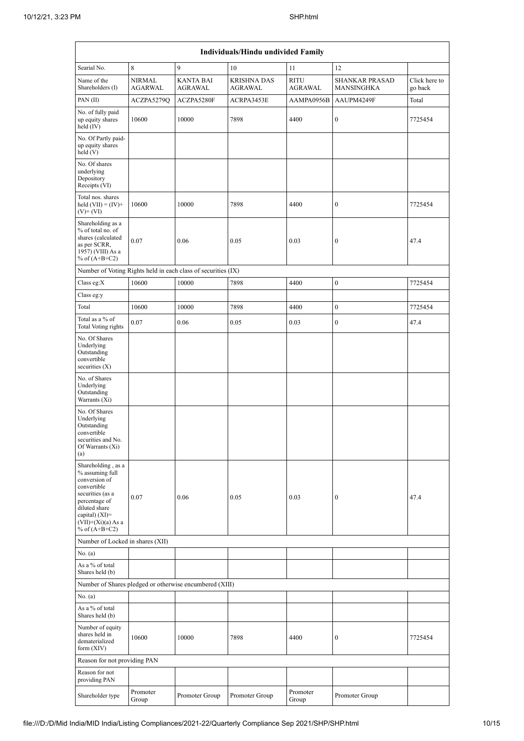| Individuals/Hindu undivided Family | | | | | | |
|---|---|---|---|---|---|---|
| Searial No. | 8 | 9 | 10 | 11 | 12 | |
| Name of the Shareholders (I) | NIRMAL AGARWAL | KANTA BAI AGRAWAL | KRISHNA DAS AGRAWAL | RITU AGRAWAL | SHANKAR PRASAD MANSINGHKA | Click here to go back |
| PAN (II) | ACZPA5279Q | ACZPA5280F | ACRPA3453E | AAMPA0956B | AAUPM4249F | Total |
| No. of fully paid up equity shares held (IV) | 10600 | 10000 | 7898 | 4400 | 0 | 7725454 |
| No. Of Partly paid-up equity shares held (V) | | | | | | |
| No. Of shares underlying Depository Receipts (VI) | | | | | | |
| Total nos. shares held (VII) = (IV)+(V)+ (VI) | 10600 | 10000 | 7898 | 4400 | 0 | 7725454 |
| Shareholding as a % of total no. of shares (calculated as per SCRR, 1957) (VIII) As a % of (A+B+C2) | 0.07 | 0.06 | 0.05 | 0.03 | 0 | 47.4 |
| Number of Voting Rights held in each class of securities (IX) | | | | | | |
| Class eg:X | 10600 | 10000 | 7898 | 4400 | 0 | 7725454 |
| Class eg:y | | | | | | |
| Total | 10600 | 10000 | 7898 | 4400 | 0 | 7725454 |
| Total as a % of Total Voting rights | 0.07 | 0.06 | 0.05 | 0.03 | 0 | 47.4 |
| No. Of Shares Underlying Outstanding convertible securities (X) | | | | | | |
| No. of Shares Underlying Outstanding Warrants (Xi) | | | | | | |
| No. Of Shares Underlying Outstanding convertible securities and No. Of Warrants (Xi) (a) | | | | | | |
| Shareholding , as a % assuming full conversion of convertible securities (as a percentage of diluted share capital) (XI)= (VII)+(Xi)(a) As a % of (A+B+C2) | 0.07 | 0.06 | 0.05 | 0.03 | 0 | 47.4 |
| Number of Locked in shares (XII) | | | | | | |
| No. (a) | | | | | | |
| As a % of total Shares held (b) | | | | | | |
| Number of Shares pledged or otherwise encumbered (XIII) | | | | | | |
| No. (a) | | | | | | |
| As a % of total Shares held (b) | | | | | | |
| Number of equity shares held in dematerialized form (XIV) | 10600 | 10000 | 7898 | 4400 | 0 | 7725454 |
| Reason for not providing PAN | | | | | | |
| Reason for not providing PAN | | | | | | |
| Shareholder type | Promoter Group | Promoter Group | Promoter Group | Promoter Group | Promoter Group | |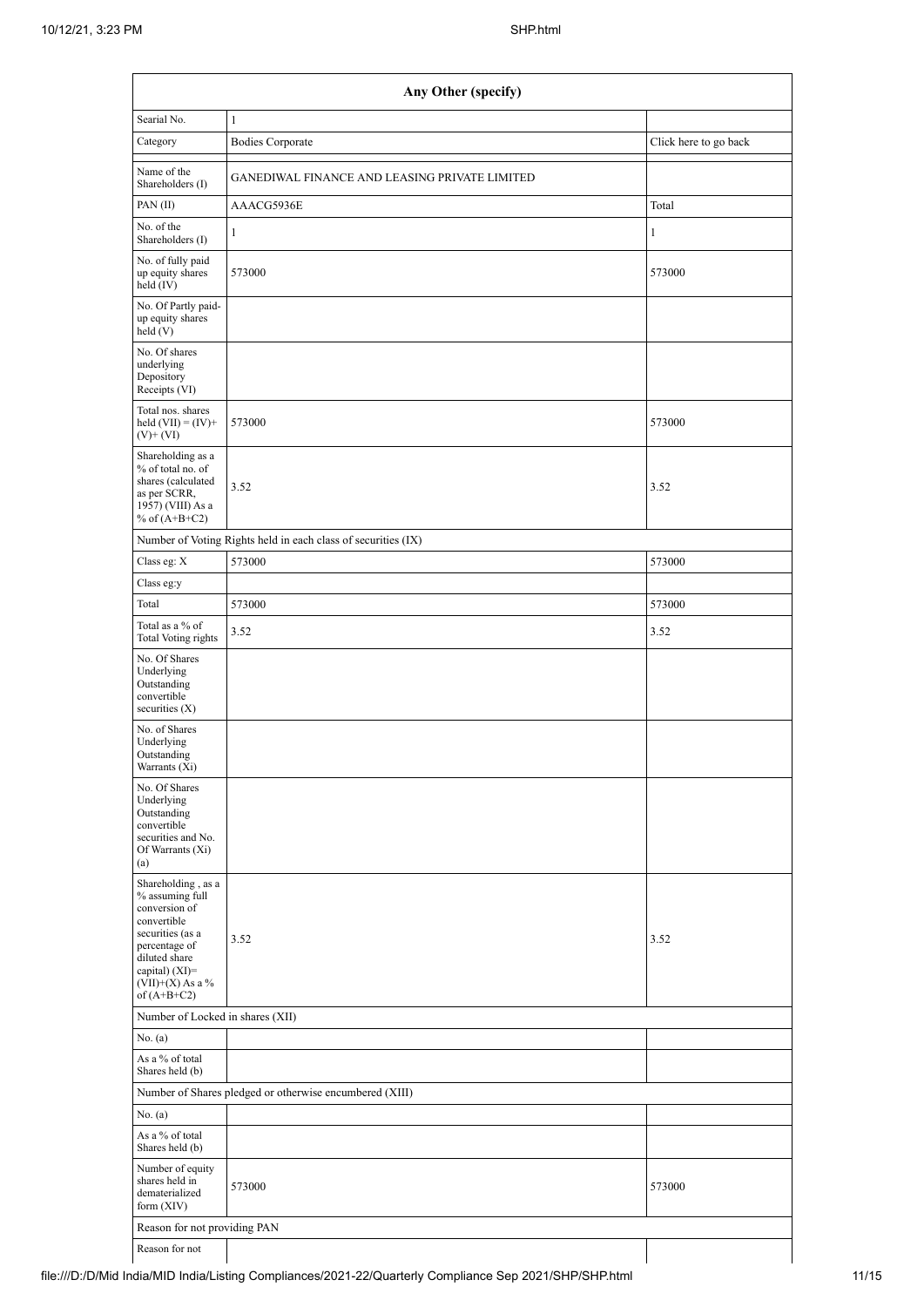| Any Other (specify) | | |
|---|---|---|
| Searial No. | 1 | |
| Category | Bodies Corporate | Click here to go back |
| Name of the Shareholders (I) | GANEDIWAL FINANCE AND LEASING PRIVATE LIMITED | |
| PAN (II) | AAACG5936E | Total |
| No. of the Shareholders (I) | 1 | 1 |
| No. of fully paid up equity shares held (IV) | 573000 | 573000 |
| No. Of Partly paid-up equity shares held (V) | | |
| No. Of shares underlying Depository Receipts (VI) | | |
| Total nos. shares held (VII) = (IV)+ (V)+ (VI) | 573000 | 573000 |
| Shareholding as a % of total no. of shares (calculated as per SCRR, 1957) (VIII) As a % of (A+B+C2) | 3.52 | 3.52 |
| Number of Voting Rights held in each class of securities (IX) | | |
| Class eg: X | 573000 | 573000 |
| Class eg:y | | |
| Total | 573000 | 573000 |
| Total as a % of Total Voting rights | 3.52 | 3.52 |
| No. Of Shares Underlying Outstanding convertible securities (X) | | |
| No. of Shares Underlying Outstanding Warrants (Xi) | | |
| No. Of Shares Underlying Outstanding convertible securities and No. Of Warrants (Xi) (a) | | |
| Shareholding , as a % assuming full conversion of convertible securities (as a percentage of diluted share capital) (XI)= (VII)+(X) As a % of (A+B+C2) | 3.52 | 3.52 |
| Number of Locked in shares (XII) | | |
| No. (a) | | |
| As a % of total Shares held (b) | | |
| Number of Shares pledged or otherwise encumbered (XIII) | | |
| No. (a) | | |
| As a % of total Shares held (b) | | |
| Number of equity shares held in dematerialized form (XIV) | 573000 | 573000 |
| Reason for not providing PAN | | |
| Reason for not | | |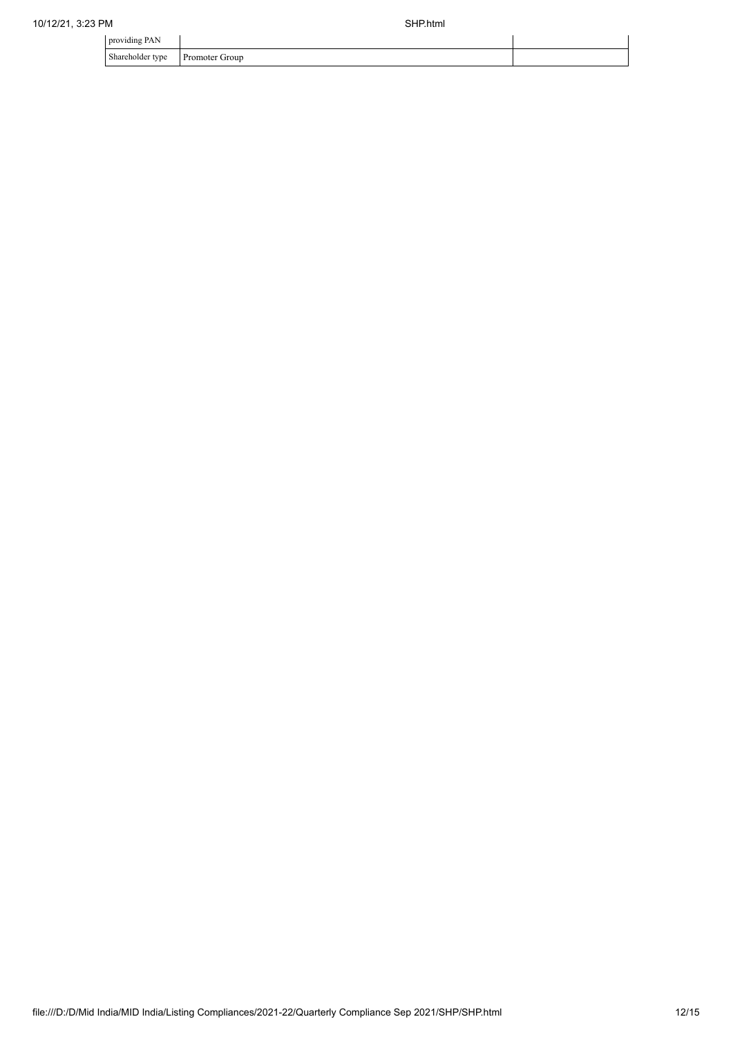| | | |
|---|---|---|
| providing PAN | | |
| Shareholder type | Promoter Group | |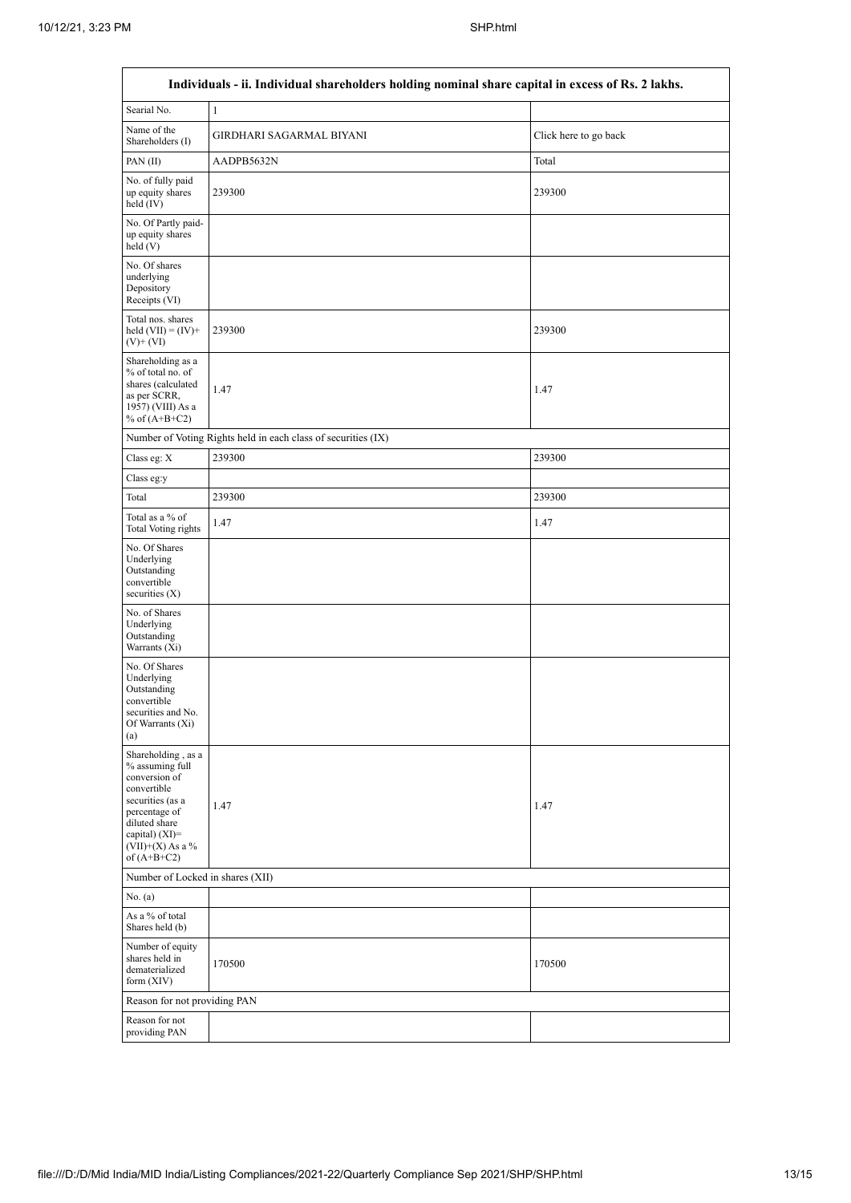| Individuals - ii. Individual shareholders holding nominal share capital in excess of Rs. 2 lakhs. | | |
|---|---|---|
| Searial No. | 1 | |
| Name of the Shareholders (I) | GIRDHARI SAGARMAL BIYANI | Click here to go back |
| PAN (II) | AADPB5632N | Total |
| No. of fully paid up equity shares held (IV) | 239300 | 239300 |
| No. Of Partly paid-up equity shares held (V) | | |
| No. Of shares underlying Depository Receipts (VI) | | |
| Total nos. shares held (VII) = (IV)+ (V)+ (VI) | 239300 | 239300 |
| Shareholding as a % of total no. of shares (calculated as per SCRR, 1957) (VIII) As a % of (A+B+C2) | 1.47 | 1.47 |
| Number of Voting Rights held in each class of securities (IX) | | |
| Class eg: X | 239300 | 239300 |
| Class eg:y | | |
| Total | 239300 | 239300 |
| Total as a % of Total Voting rights | 1.47 | 1.47 |
| No. Of Shares Underlying Outstanding convertible securities (X) | | |
| No. of Shares Underlying Outstanding Warrants (Xi) | | |
| No. Of Shares Underlying Outstanding convertible securities and No. Of Warrants (Xi) (a) | | |
| Shareholding , as a % assuming full conversion of convertible securities (as a percentage of diluted share capital) (XI)= (VII)+(X) As a % of (A+B+C2) | 1.47 | 1.47 |
| Number of Locked in shares (XII) | | |
| No. (a) | | |
| As a % of total Shares held (b) | | |
| Number of equity shares held in dematerialized form (XIV) | 170500 | 170500 |
| Reason for not providing PAN | | |
| Reason for not providing PAN | | |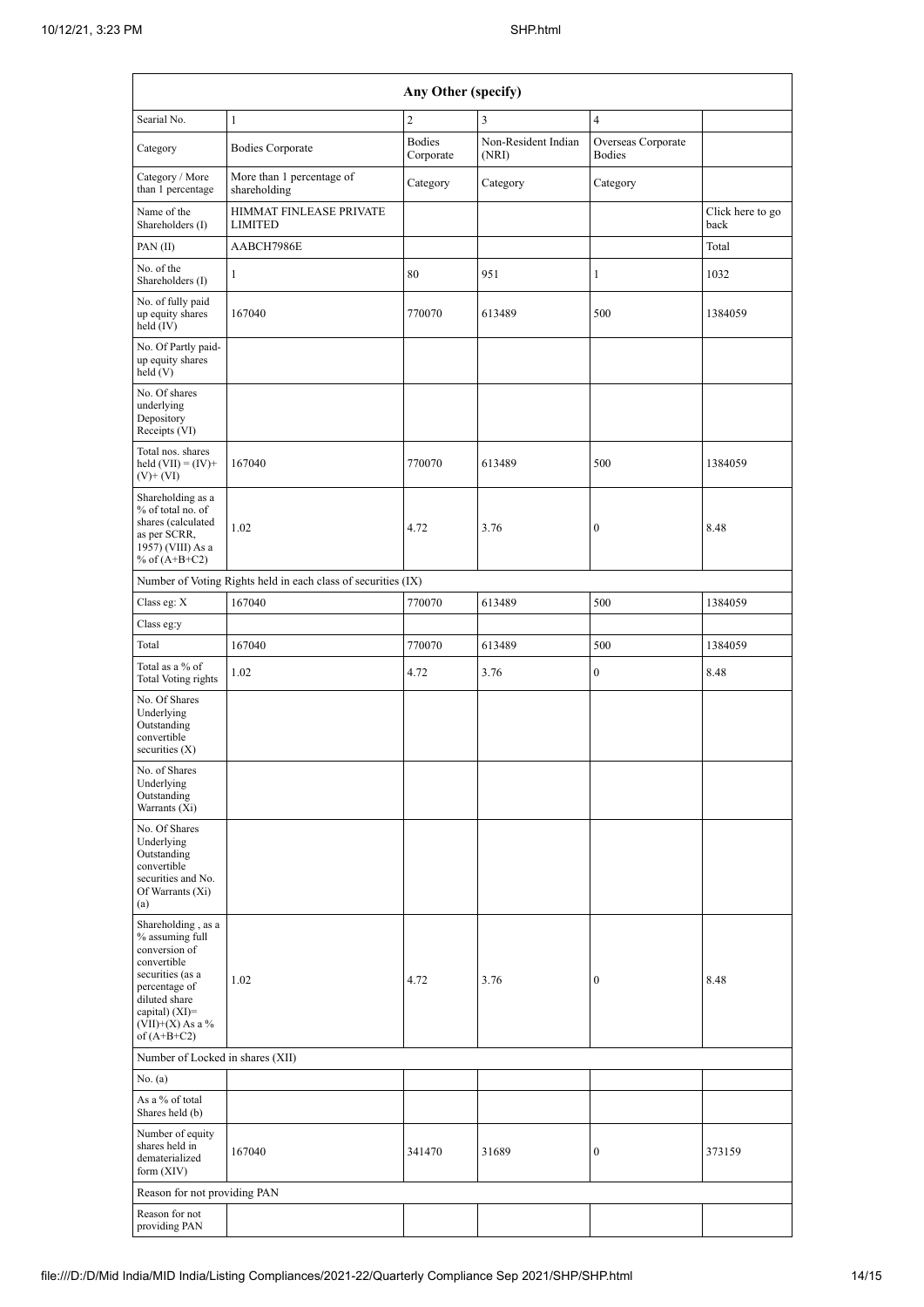| Any Other (specify) | | | | | |
|---|---|---|---|---|---|
| Searial No. | 1 | 2 | 3 | 4 | |
| Category | Bodies Corporate | Bodies Corporate | Non-Resident Indian (NRI) | Overseas Corporate Bodies | |
| Category / More than 1 percentage | More than 1 percentage of shareholding | Category | Category | Category | |
| Name of the Shareholders (I) | HIMMAT FINLEASE PRIVATE LIMITED | | | | Click here to go back |
| PAN (II) | AABCH7986E | | | | Total |
| No. of the Shareholders (I) | 1 | 80 | 951 | 1 | 1032 |
| No. of fully paid up equity shares held (IV) | 167040 | 770070 | 613489 | 500 | 1384059 |
| No. Of Partly paid-up equity shares held (V) | | | | | |
| No. Of shares underlying Depository Receipts (VI) | | | | | |
| Total nos. shares held (VII) = (IV)+(V)+ (VI) | 167040 | 770070 | 613489 | 500 | 1384059 |
| Shareholding as a % of total no. of shares (calculated as per SCRR, 1957) (VIII) As a % of (A+B+C2) | 1.02 | 4.72 | 3.76 | 0 | 8.48 |
| Number of Voting Rights held in each class of securities (IX) | | | | | |
| Class eg: X | 167040 | 770070 | 613489 | 500 | 1384059 |
| Class eg:y | | | | | |
| Total | 167040 | 770070 | 613489 | 500 | 1384059 |
| Total as a % of Total Voting rights | 1.02 | 4.72 | 3.76 | 0 | 8.48 |
| No. Of Shares Underlying Outstanding convertible securities (X) | | | | | |
| No. of Shares Underlying Outstanding Warrants (Xi) | | | | | |
| No. Of Shares Underlying Outstanding convertible securities and No. Of Warrants (Xi) (a) | | | | | |
| Shareholding , as a % assuming full conversion of convertible securities (as a percentage of diluted share capital) (XI)= (VII)+(X) As a % of (A+B+C2) | 1.02 | 4.72 | 3.76 | 0 | 8.48 |
| Number of Locked in shares (XII) | | | | | |
| No. (a) | | | | | |
| As a % of total Shares held (b) | | | | | |
| Number of equity shares held in dematerialized form (XIV) | 167040 | 341470 | 31689 | 0 | 373159 |
| Reason for not providing PAN | | | | | |
| Reason for not providing PAN | | | | | |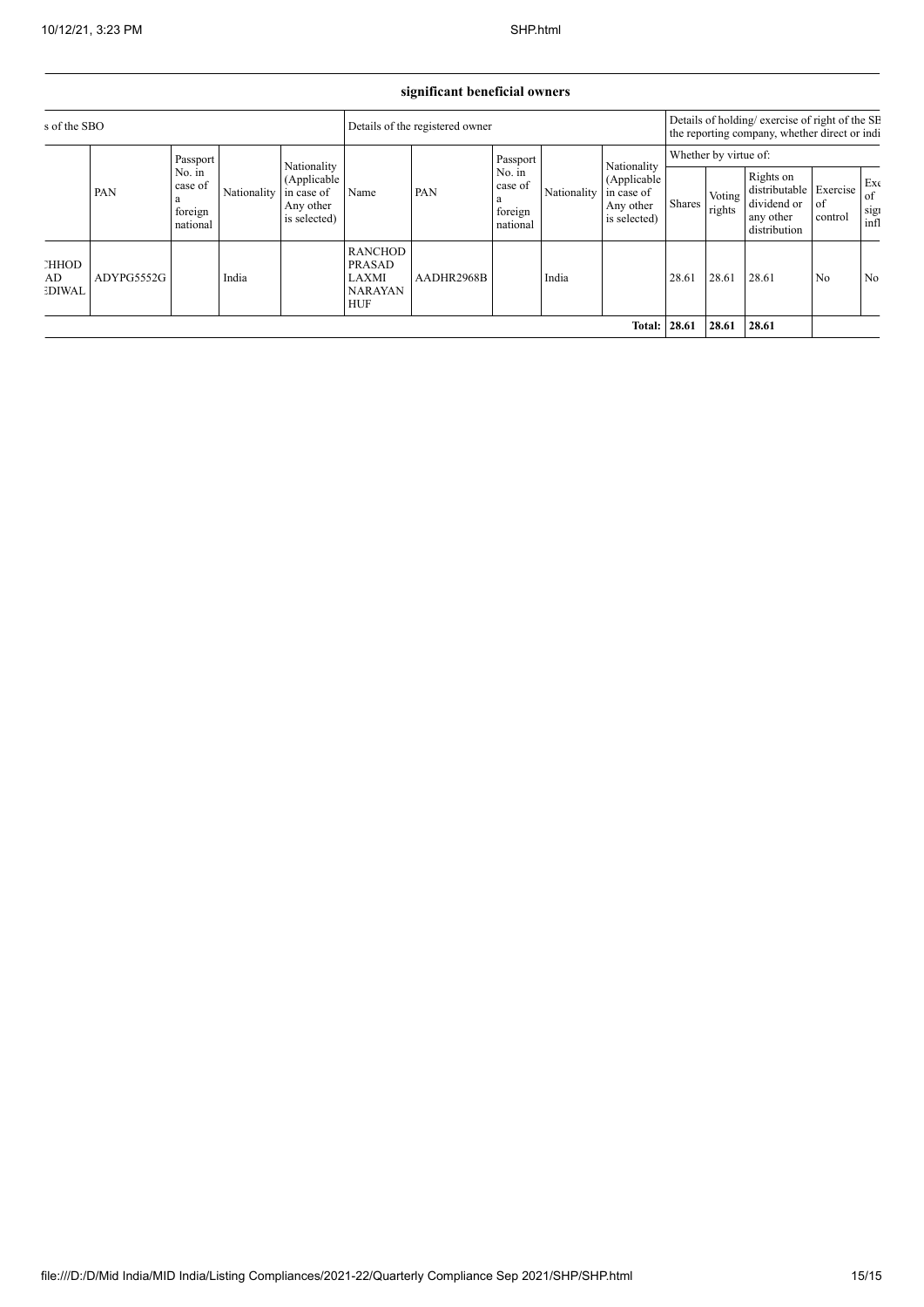## significant beneficial owners

| s of the SBO | | | | | Details of the registered owner | | | | | Details of holding/ exercise of right of the SB the reporting company, whether direct or indi | | | | |
|---|---|---|---|---|---|---|---|---|---|---|---|---|---|---|
| | | | | | | | | | | Whether by virtue of: | | | | |
| | PAN | Passport No. in case of a foreign national | Nationality | Nationality (Applicable in case of Any other is selected) | Name | PAN | Passport No. in case of a foreign national | Nationality | Nationality (Applicable in case of Any other is selected) | Shares | Voting rights | Rights on distributable dividend or any other distribution | Exercise of control | Exe of sigi infl |
| CHHOD AD EDIWAL | ADYPG5552G | | India | | RANCHOD PRASAD LAXMI NARAYAN HUF | AADHR2968B | | India | | 28.61 | 28.61 | 28.61 | No | No |
| | | | | | | | | | **Total:** | **28.61** | **28.61** | **28.61** | | |